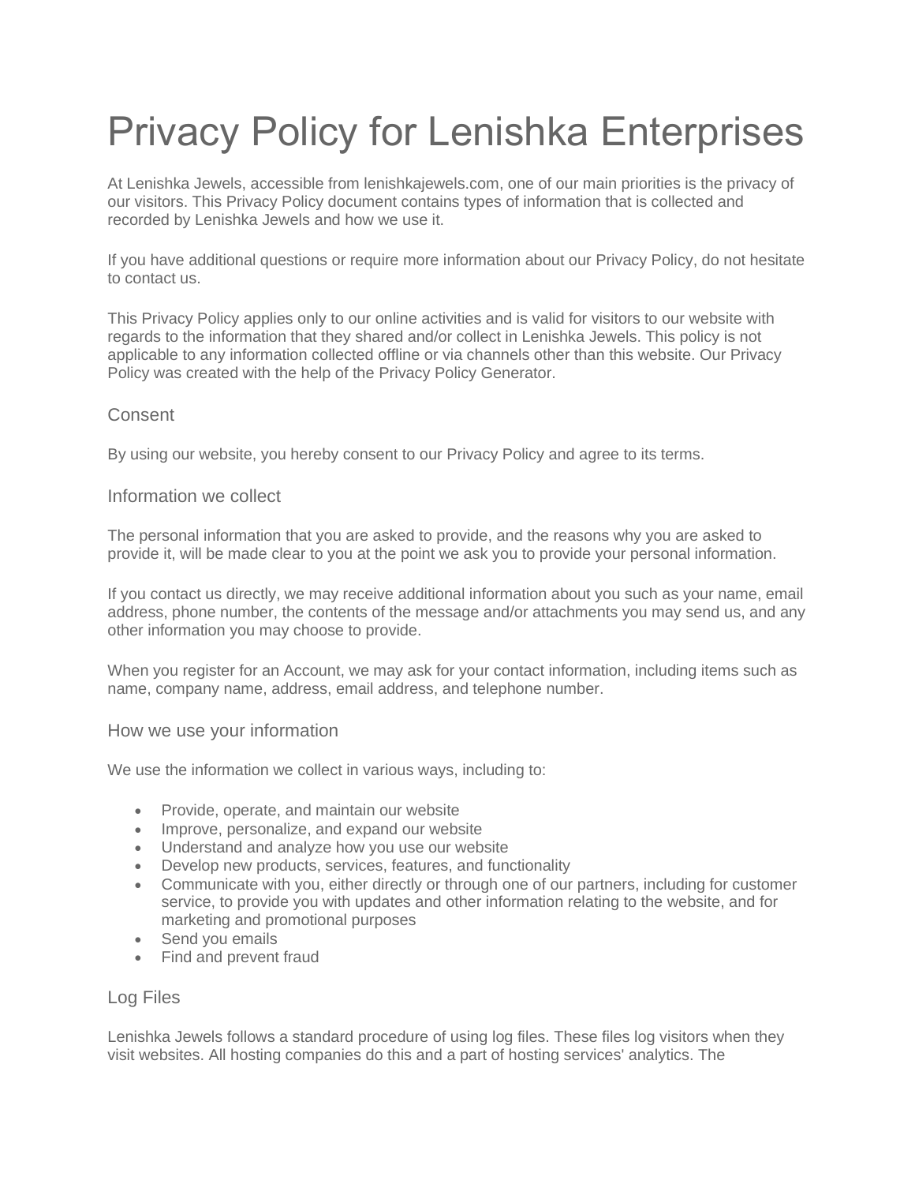# Privacy Policy for Lenishka Enterprises

At Lenishka Jewels, accessible from lenishkajewels.com, one of our main priorities is the privacy of our visitors. This Privacy Policy document contains types of information that is collected and recorded by Lenishka Jewels and how we use it.

If you have additional questions or require more information about our Privacy Policy, do not hesitate to contact us.

This Privacy Policy applies only to our online activities and is valid for visitors to our website with regards to the information that they shared and/or collect in Lenishka Jewels. This policy is not applicable to any information collected offline or via channels other than this website. Our Privacy Policy was created with the help of the Privacy Policy Generator.

## Consent

By using our website, you hereby consent to our Privacy Policy and agree to its terms.

## Information we collect

The personal information that you are asked to provide, and the reasons why you are asked to provide it, will be made clear to you at the point we ask you to provide your personal information.

If you contact us directly, we may receive additional information about you such as your name, email address, phone number, the contents of the message and/or attachments you may send us, and any other information you may choose to provide.

When you register for an Account, we may ask for your contact information, including items such as name, company name, address, email address, and telephone number.

## How we use your information

We use the information we collect in various ways, including to:

- Provide, operate, and maintain our website
- Improve, personalize, and expand our website
- Understand and analyze how you use our website
- Develop new products, services, features, and functionality
- Communicate with you, either directly or through one of our partners, including for customer service, to provide you with updates and other information relating to the website, and for marketing and promotional purposes
- Send you emails
- Find and prevent fraud

## Log Files

Lenishka Jewels follows a standard procedure of using log files. These files log visitors when they visit websites. All hosting companies do this and a part of hosting services' analytics. The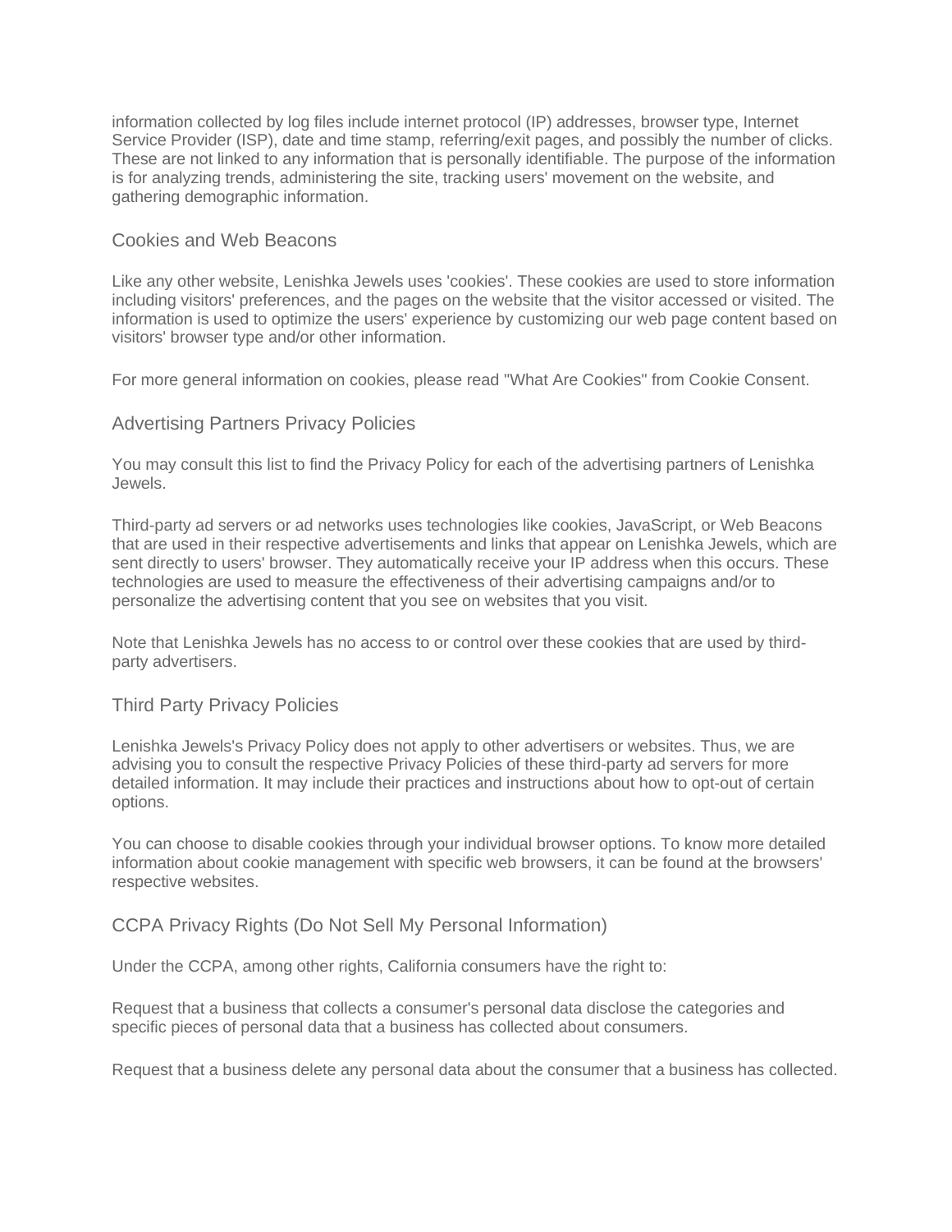information collected by log files include internet protocol (IP) addresses, browser type, Internet Service Provider (ISP), date and time stamp, referring/exit pages, and possibly the number of clicks. These are not linked to any information that is personally identifiable. The purpose of the information is for analyzing trends, administering the site, tracking users' movement on the website, and gathering demographic information.

## Cookies and Web Beacons

Like any other website, Lenishka Jewels uses 'cookies'. These cookies are used to store information including visitors' preferences, and the pages on the website that the visitor accessed or visited. The information is used to optimize the users' experience by customizing our web page content based on visitors' browser type and/or other information.

For more general information on cookies, please read "What Are Cookies" from Cookie Consent.

## Advertising Partners Privacy Policies

You may consult this list to find the Privacy Policy for each of the advertising partners of Lenishka Jewels.

Third-party ad servers or ad networks uses technologies like cookies, JavaScript, or Web Beacons that are used in their respective advertisements and links that appear on Lenishka Jewels, which are sent directly to users' browser. They automatically receive your IP address when this occurs. These technologies are used to measure the effectiveness of their advertising campaigns and/or to personalize the advertising content that you see on websites that you visit.

Note that Lenishka Jewels has no access to or control over these cookies that are used by third-party advertisers.

## Third Party Privacy Policies

Lenishka Jewels's Privacy Policy does not apply to other advertisers or websites. Thus, we are advising you to consult the respective Privacy Policies of these third-party ad servers for more detailed information. It may include their practices and instructions about how to opt-out of certain options.

You can choose to disable cookies through your individual browser options. To know more detailed information about cookie management with specific web browsers, it can be found at the browsers' respective websites.

## CCPA Privacy Rights (Do Not Sell My Personal Information)

Under the CCPA, among other rights, California consumers have the right to:

Request that a business that collects a consumer's personal data disclose the categories and specific pieces of personal data that a business has collected about consumers.

Request that a business delete any personal data about the consumer that a business has collected.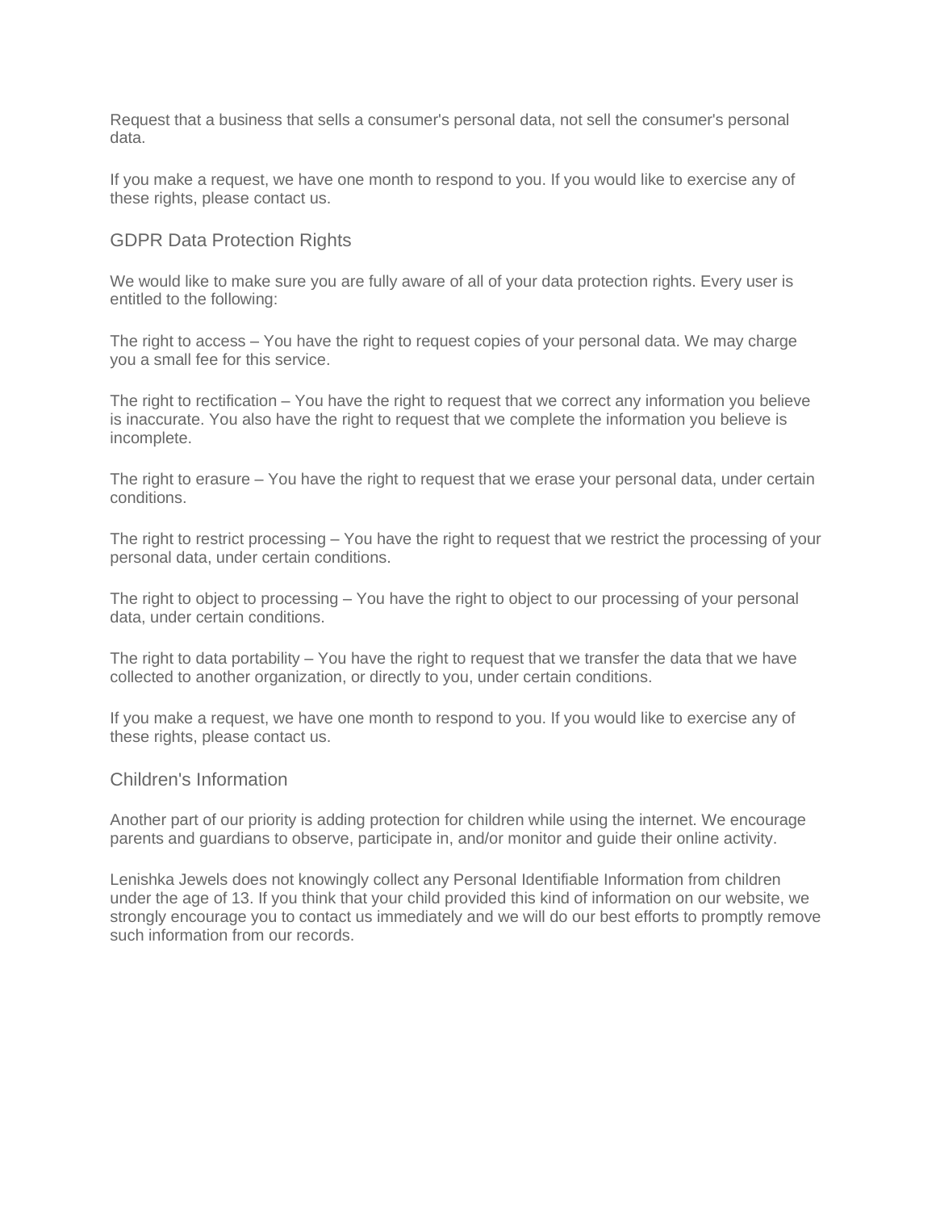Request that a business that sells a consumer's personal data, not sell the consumer's personal data.

If you make a request, we have one month to respond to you. If you would like to exercise any of these rights, please contact us.

## GDPR Data Protection Rights

We would like to make sure you are fully aware of all of your data protection rights. Every user is entitled to the following:

The right to access – You have the right to request copies of your personal data. We may charge you a small fee for this service.

The right to rectification – You have the right to request that we correct any information you believe is inaccurate. You also have the right to request that we complete the information you believe is incomplete.

The right to erasure – You have the right to request that we erase your personal data, under certain conditions.

The right to restrict processing – You have the right to request that we restrict the processing of your personal data, under certain conditions.

The right to object to processing – You have the right to object to our processing of your personal data, under certain conditions.

The right to data portability – You have the right to request that we transfer the data that we have collected to another organization, or directly to you, under certain conditions.

If you make a request, we have one month to respond to you. If you would like to exercise any of these rights, please contact us.

## Children's Information

Another part of our priority is adding protection for children while using the internet. We encourage parents and guardians to observe, participate in, and/or monitor and guide their online activity.

Lenishka Jewels does not knowingly collect any Personal Identifiable Information from children under the age of 13. If you think that your child provided this kind of information on our website, we strongly encourage you to contact us immediately and we will do our best efforts to promptly remove such information from our records.